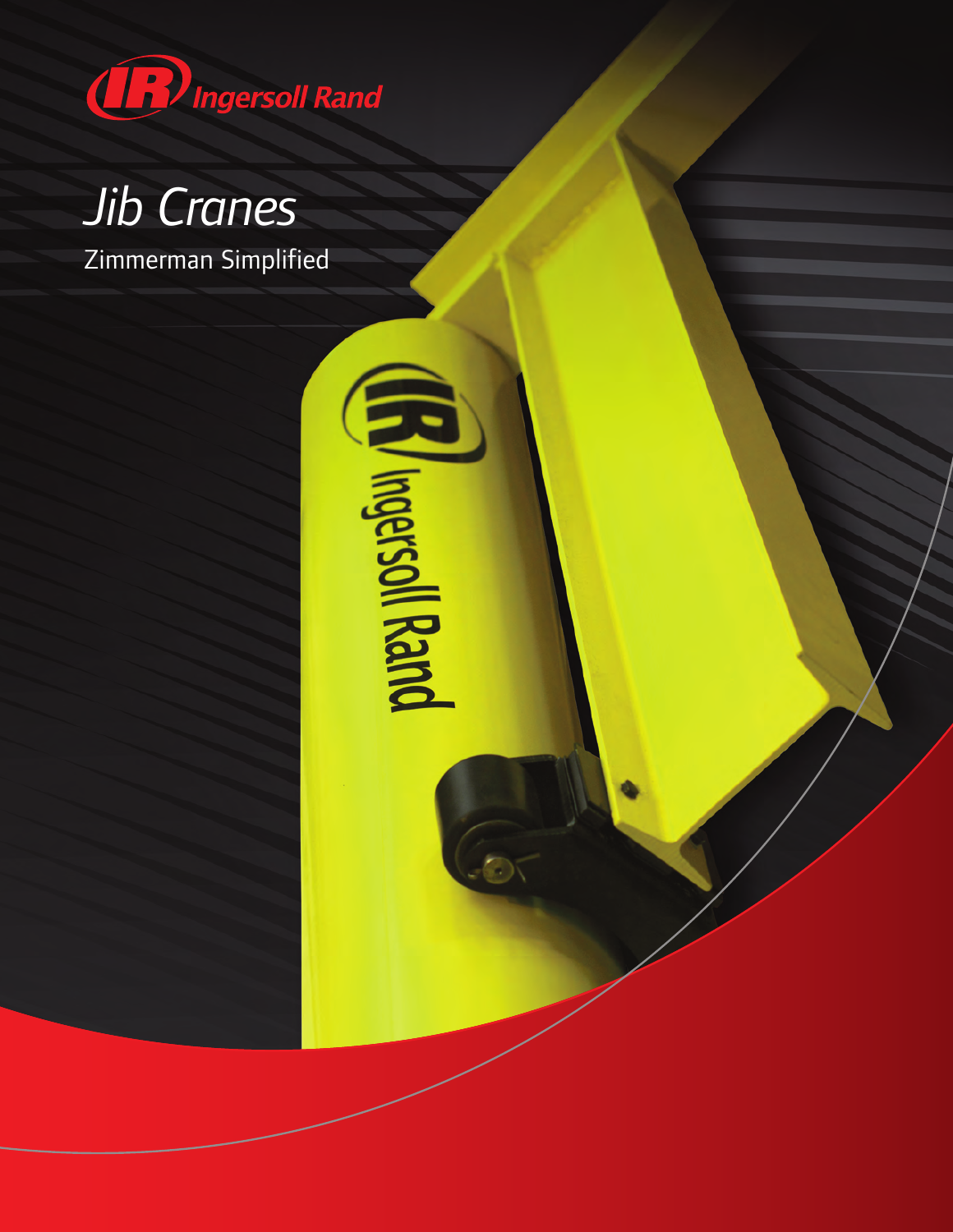Ingersoll Rand

# Jib Cranes

Zimmerman Simplified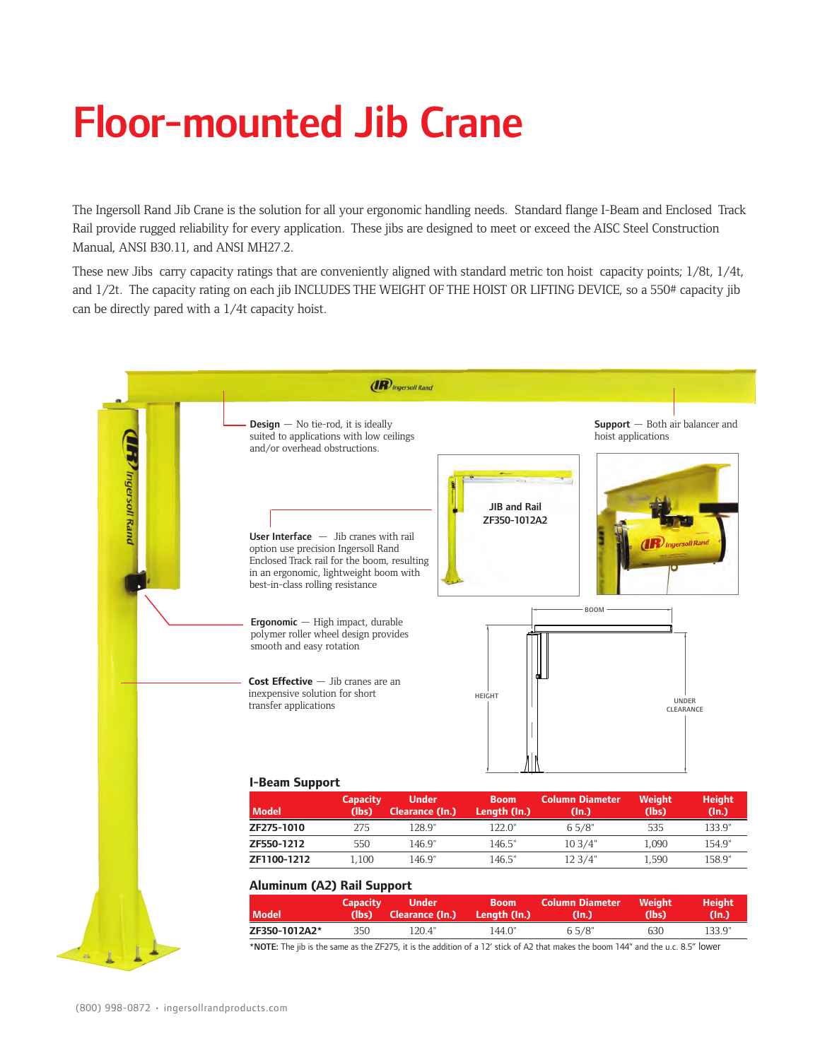# Floor-mounted Jib Crane

The Ingersoll Rand Jib Crane is the solution for all your ergonomic handling needs. Standard flange I-Beam and Enclosed Track Rail provide rugged reliability for every application. These jibs are designed to meet or exceed the AISC Steel Construction Manual, ANSI B30.11, and ANSI MH27.2.

These new Jibs carry capacity ratings that are conveniently aligned with standard metric ton hoist capacity points; 1/8t, 1/4t, and 1/2t. The capacity rating on each jib INCLUDES THE WEIGHT OF THE HOIST OR LIFTING DEVICE, so a 550# capacity jib can be directly pared with a 1/4t capacity hoist.

**Design** — No tie-rod, it is ideally suited to applications with low ceilings and/or overhead obstructions.

**Support** — Both air balancer and hoist applications

**User Interface** — Jib cranes with rail option use precision Ingersoll Rand Enclosed Track rail for the boom, resulting in an ergonomic, lightweight boom with best-in-class rolling resistance

JIB and Rail ZF350-1012A2

**Ergonomic** — High impact, durable polymer roller wheel design provides smooth and easy rotation

**Cost Effective** — Jib cranes are an inexpensive solution for short transfer applications

BOOM

HEIGHT

UNDER CLEARANCE

## I-Beam Support

| Model | Capacity (lbs) | Under Clearance (In.) | Boom Length (In.) | Column Diameter (In.) | Weight (lbs) | Height (In.) |
|---|---|---|---|---|---|---|
| ZF275-1010 | 275 | 128.9" | 122.0" | 6 5/8" | 535 | 133.9" |
| ZF550-1212 | 550 | 146.9" | 146.5" | 10 3/4" | 1,090 | 154.9" |
| ZF1100-1212 | 1,100 | 146.9" | 146.5" | 12 3/4" | 1,590 | 158.9" |

## Aluminum (A2) Rail Support

| Model | Capacity (lbs) | Under Clearance (In.) | Boom Length (In.) | Column Diameter (In.) | Weight (lbs) | Height (In.) |
|---|---|---|---|---|---|---|
| ZF350-1012A2* | 350 | 120.4" | 144.0" | 6 5/8" | 630 | 133.9" |

***NOTE:** The jib is the same as the ZF275, it is the addition of a 12' stick of A2 that makes the boom 144" and the u.c. 8.5" lower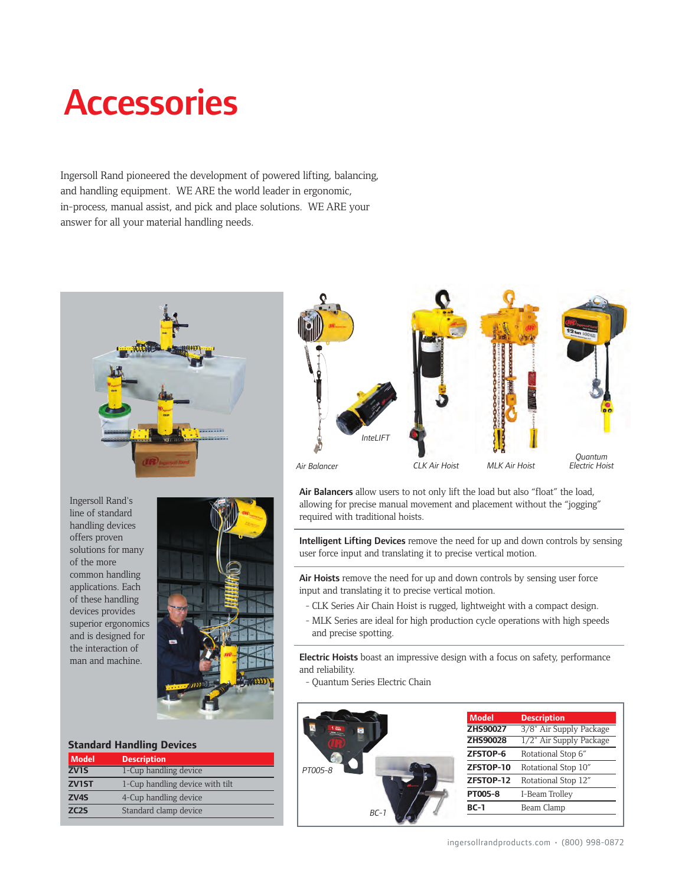# Accessories

Ingersoll Rand pioneered the development of powered lifting, balancing, and handling equipment. WE ARE the world leader in ergonomic, in-process, manual assist, and pick and place solutions. WE ARE your answer for all your material handling needs.

Ingersoll Rand's line of standard handling devices offers proven solutions for many of the more common handling applications. Each of these handling devices provides superior ergonomics and is designed for the interaction of man and machine.

### Standard Handling Devices

| Model | Description |
|---|---|
| ZV1S | 1-Cup handling device |
| ZV1ST | 1-Cup handling device with tilt |
| ZV4S | 4-Cup handling device |
| ZC2S | Standard clamp device |

*InteLIFT*

*Air Balancer*

*CLK Air Hoist*

*MLK Air Hoist*

*Quantum Electric Hoist*

**Air Balancers** allow users to not only lift the load but also "float" the load, allowing for precise manual movement and placement without the "jogging" required with traditional hoists.

**Intelligent Lifting Devices** remove the need for up and down controls by sensing user force input and translating it to precise vertical motion.

**Air Hoists** remove the need for up and down controls by sensing user force input and translating it to precise vertical motion.

- CLK Series Air Chain Hoist is rugged, lightweight with a compact design.
- MLK Series are ideal for high production cycle operations with high speeds and precise spotting.

**Electric Hoists** boast an impressive design with a focus on safety, performance and reliability.

- Quantum Series Electric Chain

*PT005-8*

*BC-1*

| Model | Description |
|---|---|
| ZHS90027 | 3/8" Air Supply Package |
| ZHS90028 | 1/2" Air Supply Package |
| ZFSTOP-6 | Rotational Stop 6" |
| ZFSTOP-10 | Rotational Stop 10" |
| ZFSTOP-12 | Rotational Stop 12" |
| PT005-8 | I-Beam Trolley |
| BC-1 | Beam Clamp |

ingersollrandproducts.com • (800) 998-0872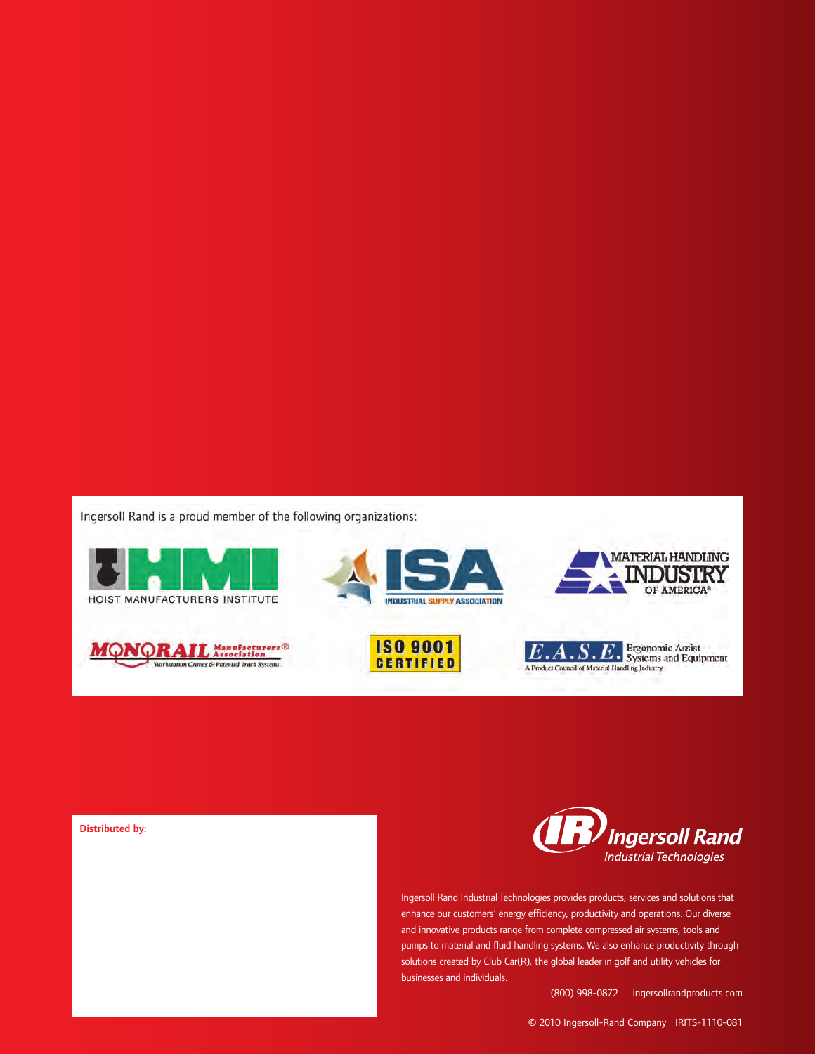Ingersoll Rand is a proud member of the following organizations:

HOIST MANUFACTURERS INSTITUTE

ISA INDUSTRIAL SUPPLY ASSOCIATION

MATERIAL HANDLING INDUSTRY OF AMERICA®

MONORAIL Manufacturers® Association Workstation Cranes & Patented Track Systems

ISO 9001 CERTIFIED

E.A.S.E. Ergonomic Assist Systems and Equipment A Product Council of Material Handling Industry

**Distributed by:**

Ingersoll Rand Industrial Technologies

Ingersoll Rand Industrial Technologies provides products, services and solutions that enhance our customers' energy efficiency, productivity and operations. Our diverse and innovative products range from complete compressed air systems, tools and pumps to material and fluid handling systems. We also enhance productivity through solutions created by Club Car(R), the global leader in golf and utility vehicles for businesses and individuals.

(800) 998-0872 ingersollrandproducts.com

© 2010 Ingersoll-Rand Company IRITS-1110-081